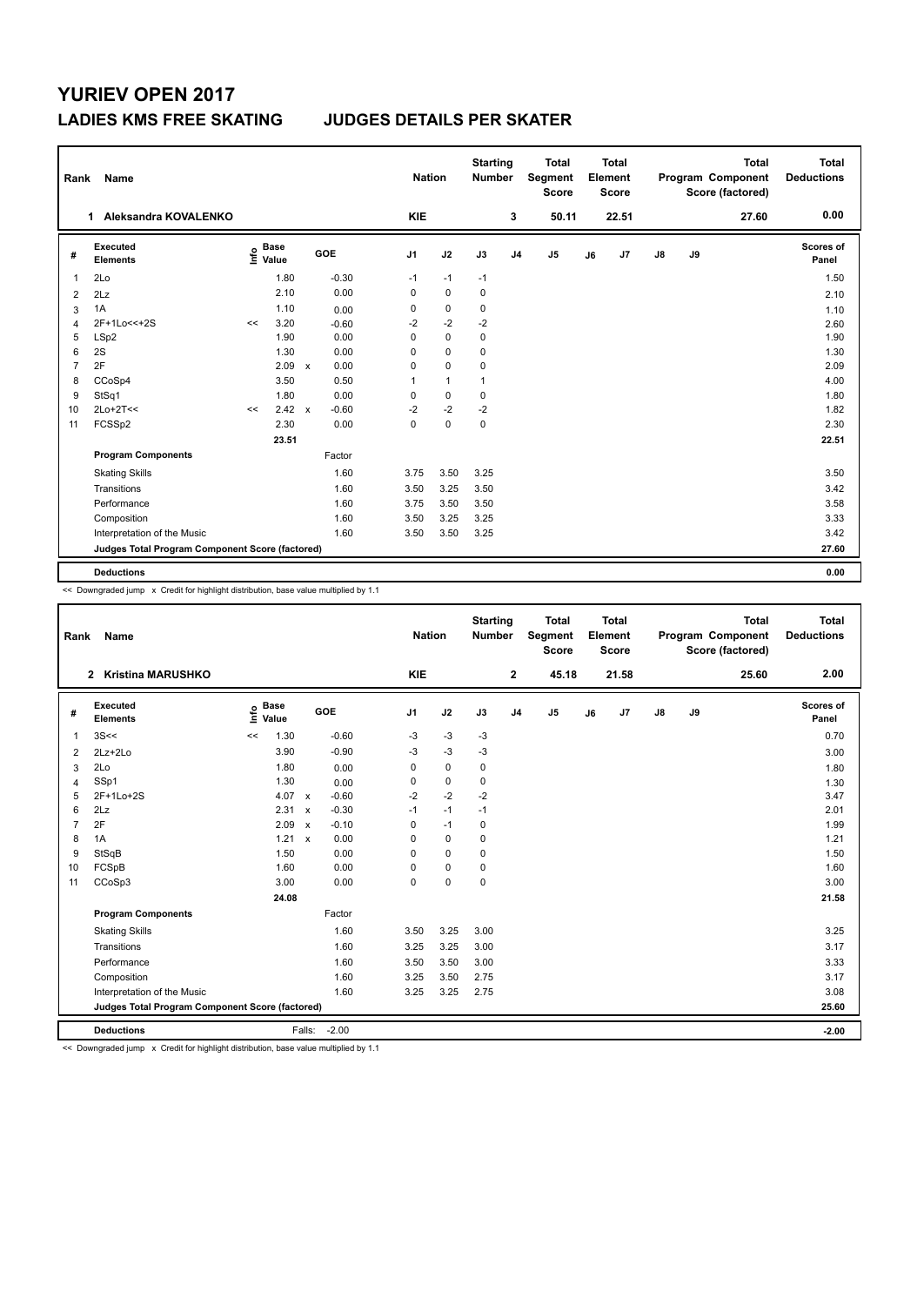# YURIEV OPEN 2017

## LADIES KMS FREE SKATING — JUDGES DETAILS PER SKATER

| Rank | Name | Nation | Starting Number | Total Segment Score | Total Element Score | Total Program Component Score (factored) | Total Deductions |
|---|---|---|---|---|---|---|---|
| 1 | Aleksandra KOVALENKO | KIE | 3 | 50.11 | 22.51 | 27.60 | 0.00 |

| # | Executed Elements | Info | Base Value | | GOE | J1 | J2 | J3 | J4 | J5 | J6 | J7 | J8 | J9 | Scores of Panel |
|---|---|---|---|---|---|---|---|---|---|---|---|---|---|---|---|
| 1 | 2Lo | | 1.80 | | -0.30 | -1 | -1 | -1 | | | | | | | 1.50 |
| 2 | 2Lz | | 2.10 | | 0.00 | 0 | 0 | 0 | | | | | | | 2.10 |
| 3 | 1A | | 1.10 | | 0.00 | 0 | 0 | 0 | | | | | | | 1.10 |
| 4 | 2F+1Lo<<+2S | << | 3.20 | | -0.60 | -2 | -2 | -2 | | | | | | | 2.60 |
| 5 | LSp2 | | 1.90 | | 0.00 | 0 | 0 | 0 | | | | | | | 1.90 |
| 6 | 2S | | 1.30 | | 0.00 | 0 | 0 | 0 | | | | | | | 1.30 |
| 7 | 2F | | 2.09 | x | 0.00 | 0 | 0 | 0 | | | | | | | 2.09 |
| 8 | CCoSp4 | | 3.50 | | 0.50 | 1 | 1 | 1 | | | | | | | 4.00 |
| 9 | StSq1 | | 1.80 | | 0.00 | 0 | 0 | 0 | | | | | | | 1.80 |
| 10 | 2Lo+2T<< | << | 2.42 | x | -0.60 | -2 | -2 | -2 | | | | | | | 1.82 |
| 11 | FCSSp2 | | 2.30 | | 0.00 | 0 | 0 | 0 | | | | | | | 2.30 |
| | | | 23.51 | | | | | | | | | | | | 22.51 |

| Program Components | Factor | J1 | J2 | J3 | Scores of Panel |
|---|---|---|---|---|---|
| Skating Skills | 1.60 | 3.75 | 3.50 | 3.25 | 3.50 |
| Transitions | 1.60 | 3.50 | 3.25 | 3.50 | 3.42 |
| Performance | 1.60 | 3.75 | 3.50 | 3.50 | 3.58 |
| Composition | 1.60 | 3.50 | 3.25 | 3.25 | 3.33 |
| Interpretation of the Music | 1.60 | 3.50 | 3.50 | 3.25 | 3.42 |
| Judges Total Program Component Score (factored) | | | | | 27.60 |

| Deductions | | 0.00 |
|---|---|---|

<< Downgraded jump x Credit for highlight distribution, base value multiplied by 1.1

| Rank | Name | Nation | Starting Number | Total Segment Score | Total Element Score | Total Program Component Score (factored) | Total Deductions |
|---|---|---|---|---|---|---|---|
| 2 | Kristina MARUSHKO | KIE | 2 | 45.18 | 21.58 | 25.60 | 2.00 |

| # | Executed Elements | Info | Base Value | | GOE | J1 | J2 | J3 | J4 | J5 | J6 | J7 | J8 | J9 | Scores of Panel |
|---|---|---|---|---|---|---|---|---|---|---|---|---|---|---|---|
| 1 | 3S<< | << | 1.30 | | -0.60 | -3 | -3 | -3 | | | | | | | 0.70 |
| 2 | 2Lz+2Lo | | 3.90 | | -0.90 | -3 | -3 | -3 | | | | | | | 3.00 |
| 3 | 2Lo | | 1.80 | | 0.00 | 0 | 0 | 0 | | | | | | | 1.80 |
| 4 | SSp1 | | 1.30 | | 0.00 | 0 | 0 | 0 | | | | | | | 1.30 |
| 5 | 2F+1Lo+2S | | 4.07 | x | -0.60 | -2 | -2 | -2 | | | | | | | 3.47 |
| 6 | 2Lz | | 2.31 | x | -0.30 | -1 | -1 | -1 | | | | | | | 2.01 |
| 7 | 2F | | 2.09 | x | -0.10 | 0 | -1 | 0 | | | | | | | 1.99 |
| 8 | 1A | | 1.21 | x | 0.00 | 0 | 0 | 0 | | | | | | | 1.21 |
| 9 | StSqB | | 1.50 | | 0.00 | 0 | 0 | 0 | | | | | | | 1.50 |
| 10 | FCSpB | | 1.60 | | 0.00 | 0 | 0 | 0 | | | | | | | 1.60 |
| 11 | CCoSp3 | | 3.00 | | 0.00 | 0 | 0 | 0 | | | | | | | 3.00 |
| | | | 24.08 | | | | | | | | | | | | 21.58 |

| Program Components | Factor | J1 | J2 | J3 | Scores of Panel |
|---|---|---|---|---|---|
| Skating Skills | 1.60 | 3.50 | 3.25 | 3.00 | 3.25 |
| Transitions | 1.60 | 3.25 | 3.25 | 3.00 | 3.17 |
| Performance | 1.60 | 3.50 | 3.50 | 3.00 | 3.33 |
| Composition | 1.60 | 3.25 | 3.50 | 2.75 | 3.17 |
| Interpretation of the Music | 1.60 | 3.25 | 3.25 | 2.75 | 3.08 |
| Judges Total Program Component Score (factored) | | | | | 25.60 |

| Deductions | Falls: | -2.00 | -2.00 |
|---|---|---|---|

<< Downgraded jump x Credit for highlight distribution, base value multiplied by 1.1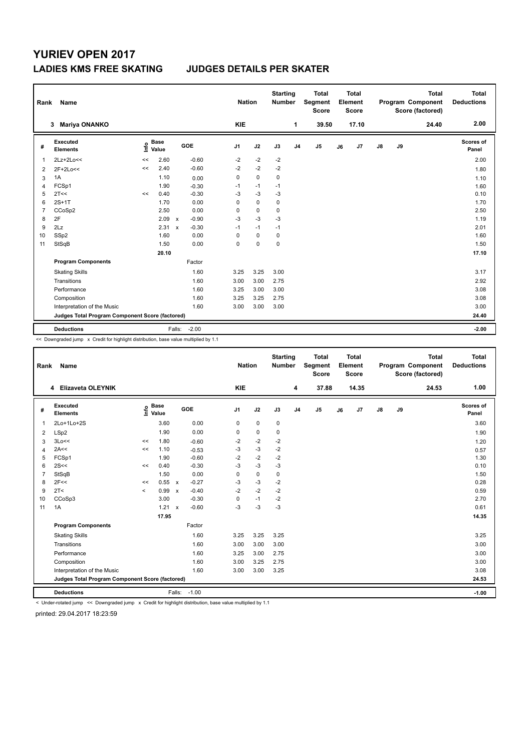# YURIEV OPEN 2017

## LADIES KMS FREE SKATING JUDGES DETAILS PER SKATER

| Rank | Name | Nation | Starting Number | Total Segment Score | Total Element Score | Total Program Component Score (factored) | Total Deductions |
|---|---|---|---|---|---|---|---|
| 3 | Mariya ONANKO | KIE | 1 | 39.50 | 17.10 | 24.40 | 2.00 |

| # | Executed Elements | Info | Base Value | | GOE | J1 | J2 | J3 | J4 | J5 | J6 | J7 | J8 | J9 | Scores of Panel |
|---|---|---|---|---|---|---|---|---|---|---|---|---|---|---|---|
| 1 | 2Lz+2Lo<< | << | 2.60 | | -0.60 | -2 | -2 | -2 | | | | | | | 2.00 |
| 2 | 2F+2Lo<< | << | 2.40 | | -0.60 | -2 | -2 | -2 | | | | | | | 1.80 |
| 3 | 1A | | 1.10 | | 0.00 | 0 | 0 | 0 | | | | | | | 1.10 |
| 4 | FCSp1 | | 1.90 | | -0.30 | -1 | -1 | -1 | | | | | | | 1.60 |
| 5 | 2T<< | << | 0.40 | | -0.30 | -3 | -3 | -3 | | | | | | | 0.10 |
| 6 | 2S+1T | | 1.70 | | 0.00 | 0 | 0 | 0 | | | | | | | 1.70 |
| 7 | CCoSp2 | | 2.50 | | 0.00 | 0 | 0 | 0 | | | | | | | 2.50 |
| 8 | 2F | | 2.09 | x | -0.90 | -3 | -3 | -3 | | | | | | | 1.19 |
| 9 | 2Lz | | 2.31 | x | -0.30 | -1 | -1 | -1 | | | | | | | 2.01 |
| 10 | SSp2 | | 1.60 | | 0.00 | 0 | 0 | 0 | | | | | | | 1.60 |
| 11 | StSqB | | 1.50 | | 0.00 | 0 | 0 | 0 | | | | | | | 1.50 |
| | | | 20.10 | | | | | | | | | | | | 17.10 |
| | **Program Components** | | | | Factor | | | | | | | | | | |
| | Skating Skills | | | | 1.60 | 3.25 | 3.25 | 3.00 | | | | | | | 3.17 |
| | Transitions | | | | 1.60 | 3.00 | 3.00 | 2.75 | | | | | | | 2.92 |
| | Performance | | | | 1.60 | 3.25 | 3.00 | 3.00 | | | | | | | 3.08 |
| | Composition | | | | 1.60 | 3.25 | 3.25 | 2.75 | | | | | | | 3.08 |
| | Interpretation of the Music | | | | 1.60 | 3.00 | 3.00 | 3.00 | | | | | | | 3.00 |
| | **Judges Total Program Component Score (factored)** | | | | | | | | | | | | | | 24.40 |
| | **Deductions** | | | Falls: | -2.00 | | | | | | | | | | -2.00 |

<< Downgraded jump x Credit for highlight distribution, base value multiplied by 1.1

| Rank | Name | Nation | Starting Number | Total Segment Score | Total Element Score | Total Program Component Score (factored) | Total Deductions |
|---|---|---|---|---|---|---|---|
| 4 | Elizaveta OLEYNIK | KIE | 4 | 37.88 | 14.35 | 24.53 | 1.00 |

| # | Executed Elements | Info | Base Value | | GOE | J1 | J2 | J3 | J4 | J5 | J6 | J7 | J8 | J9 | Scores of Panel |
|---|---|---|---|---|---|---|---|---|---|---|---|---|---|---|---|
| 1 | 2Lo+1Lo+2S | | 3.60 | | 0.00 | 0 | 0 | 0 | | | | | | | 3.60 |
| 2 | LSp2 | | 1.90 | | 0.00 | 0 | 0 | 0 | | | | | | | 1.90 |
| 3 | 3Lo<< | << | 1.80 | | -0.60 | -2 | -2 | -2 | | | | | | | 1.20 |
| 4 | 2A<< | << | 1.10 | | -0.53 | -3 | -3 | -2 | | | | | | | 0.57 |
| 5 | FCSp1 | | 1.90 | | -0.60 | -2 | -2 | -2 | | | | | | | 1.30 |
| 6 | 2S<< | << | 0.40 | | -0.30 | -3 | -3 | -3 | | | | | | | 0.10 |
| 7 | StSqB | | 1.50 | | 0.00 | 0 | 0 | 0 | | | | | | | 1.50 |
| 8 | 2F<< | << | 0.55 | x | -0.27 | -3 | -3 | -2 | | | | | | | 0.28 |
| 9 | 2T< | < | 0.99 | x | -0.40 | -2 | -2 | -2 | | | | | | | 0.59 |
| 10 | CCoSp3 | | 3.00 | | -0.30 | 0 | -1 | -2 | | | | | | | 2.70 |
| 11 | 1A | | 1.21 | x | -0.60 | -3 | -3 | -3 | | | | | | | 0.61 |
| | | | 17.95 | | | | | | | | | | | | 14.35 |
| | **Program Components** | | | | Factor | | | | | | | | | | |
| | Skating Skills | | | | 1.60 | 3.25 | 3.25 | 3.25 | | | | | | | 3.25 |
| | Transitions | | | | 1.60 | 3.00 | 3.00 | 3.00 | | | | | | | 3.00 |
| | Performance | | | | 1.60 | 3.25 | 3.00 | 2.75 | | | | | | | 3.00 |
| | Composition | | | | 1.60 | 3.00 | 3.25 | 2.75 | | | | | | | 3.00 |
| | Interpretation of the Music | | | | 1.60 | 3.00 | 3.00 | 3.25 | | | | | | | 3.08 |
| | **Judges Total Program Component Score (factored)** | | | | | | | | | | | | | | 24.53 |
| | **Deductions** | | | Falls: | -1.00 | | | | | | | | | | -1.00 |

< Under-rotated jump << Downgraded jump x Credit for highlight distribution, base value multiplied by 1.1

printed: 29.04.2017 18:23:59